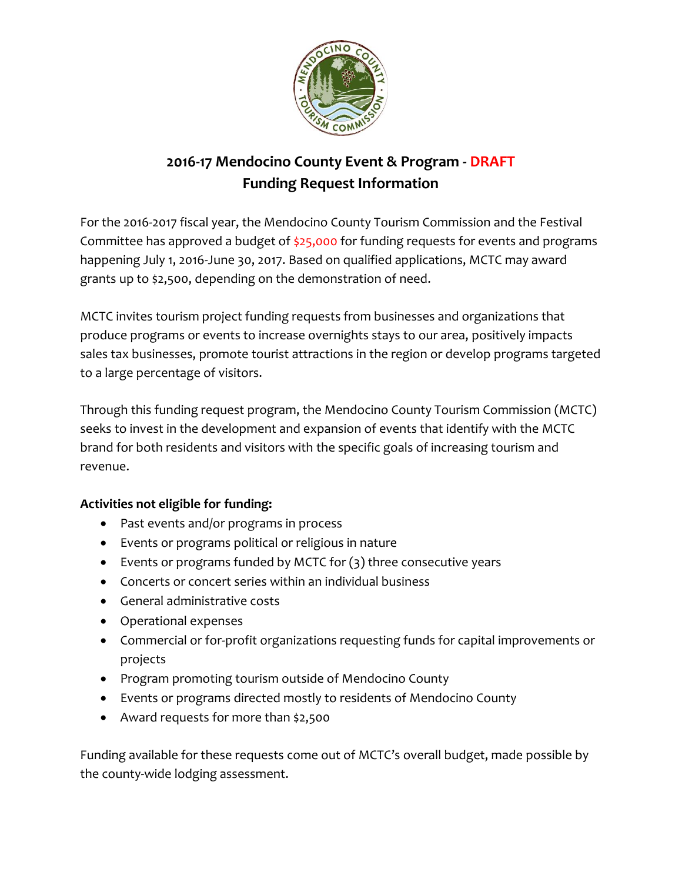# 2016-17 Mendocino County Event & Program - DRAFT
# Funding Request Information

For the 2016-2017 fiscal year, the Mendocino County Tourism Commission and the Festival Committee has approved a budget of $25,000 for funding requests for events and programs happening July 1, 2016-June 30, 2017. Based on qualified applications, MCTC may award grants up to $2,500, depending on the demonstration of need.

MCTC invites tourism project funding requests from businesses and organizations that produce programs or events to increase overnights stays to our area, positively impacts sales tax businesses, promote tourist attractions in the region or develop programs targeted to a large percentage of visitors.

Through this funding request program, the Mendocino County Tourism Commission (MCTC) seeks to invest in the development and expansion of events that identify with the MCTC brand for both residents and visitors with the specific goals of increasing tourism and revenue.

**Activities not eligible for funding:**

- Past events and/or programs in process
- Events or programs political or religious in nature
- Events or programs funded by MCTC for (3) three consecutive years
- Concerts or concert series within an individual business
- General administrative costs
- Operational expenses
- Commercial or for-profit organizations requesting funds for capital improvements or projects
- Program promoting tourism outside of Mendocino County
- Events or programs directed mostly to residents of Mendocino County
- Award requests for more than $2,500

Funding available for these requests come out of MCTC's overall budget, made possible by the county-wide lodging assessment.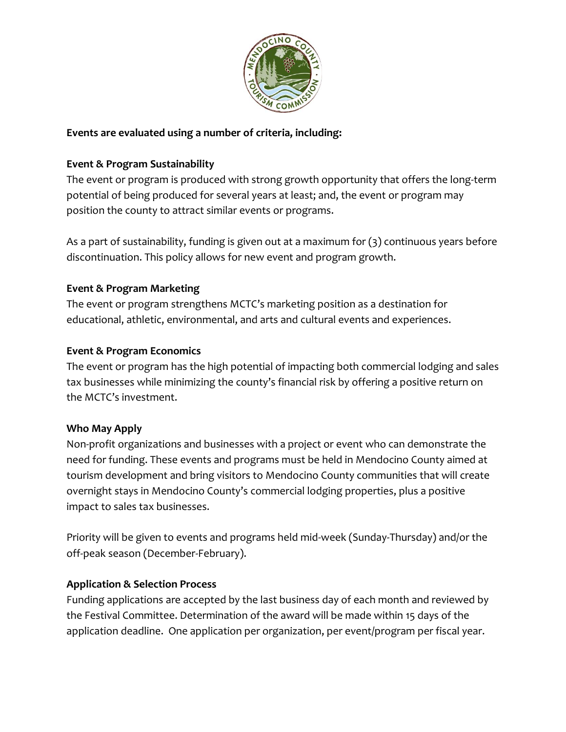**Events are evaluated using a number of criteria, including:**

**Event & Program Sustainability**

The event or program is produced with strong growth opportunity that offers the long-term potential of being produced for several years at least; and, the event or program may position the county to attract similar events or programs.

As a part of sustainability, funding is given out at a maximum for (3) continuous years before discontinuation. This policy allows for new event and program growth.

**Event & Program Marketing**

The event or program strengthens MCTC's marketing position as a destination for educational, athletic, environmental, and arts and cultural events and experiences.

**Event & Program Economics**

The event or program has the high potential of impacting both commercial lodging and sales tax businesses while minimizing the county's financial risk by offering a positive return on the MCTC's investment.

**Who May Apply**

Non-profit organizations and businesses with a project or event who can demonstrate the need for funding. These events and programs must be held in Mendocino County aimed at tourism development and bring visitors to Mendocino County communities that will create overnight stays in Mendocino County's commercial lodging properties, plus a positive impact to sales tax businesses.

Priority will be given to events and programs held mid-week (Sunday-Thursday) and/or the off-peak season (December-February).

**Application & Selection Process**

Funding applications are accepted by the last business day of each month and reviewed by the Festival Committee. Determination of the award will be made within 15 days of the application deadline. One application per organization, per event/program per fiscal year.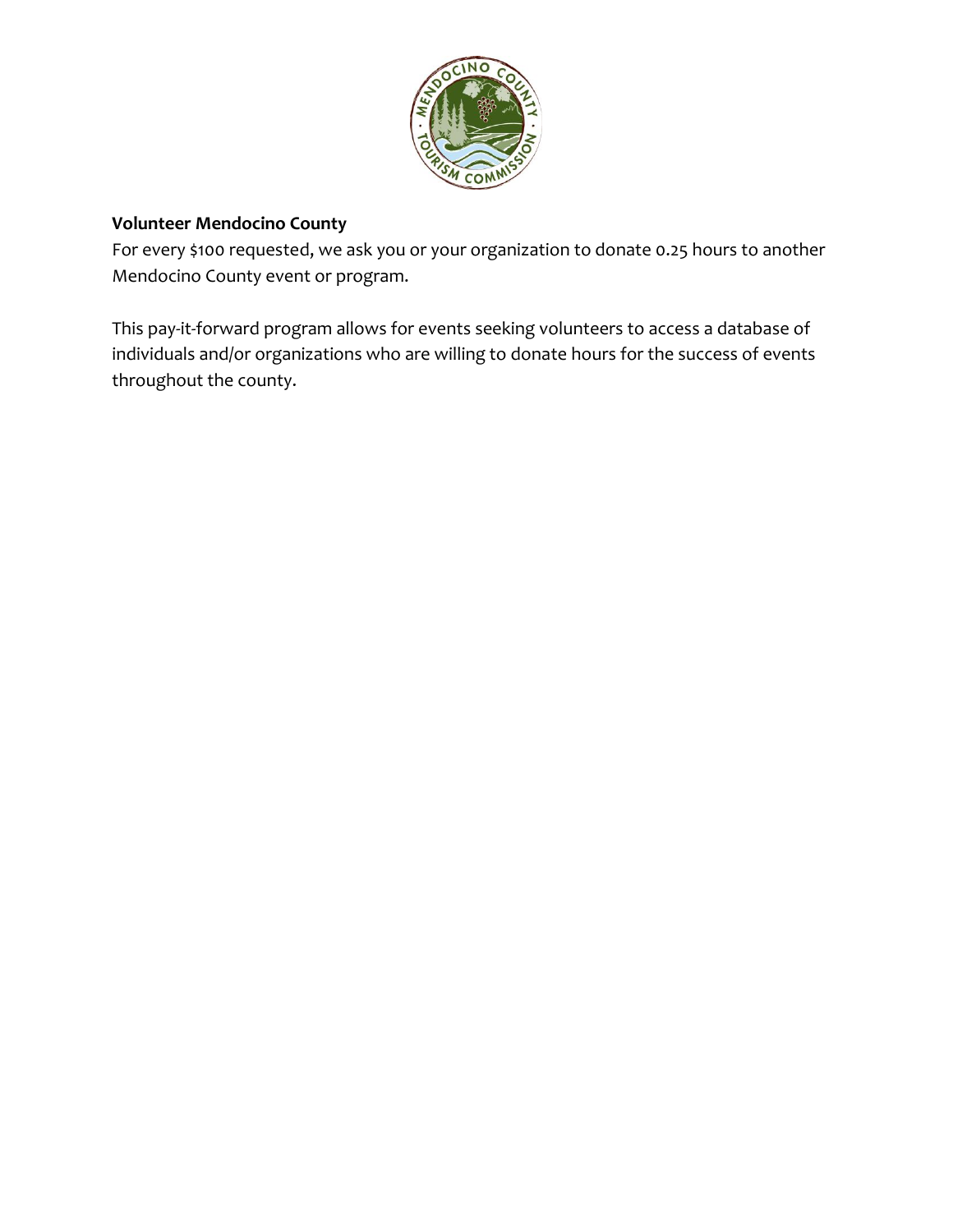**Volunteer Mendocino County**

For every $100 requested, we ask you or your organization to donate 0.25 hours to another Mendocino County event or program.

This pay-it-forward program allows for events seeking volunteers to access a database of individuals and/or organizations who are willing to donate hours for the success of events throughout the county.